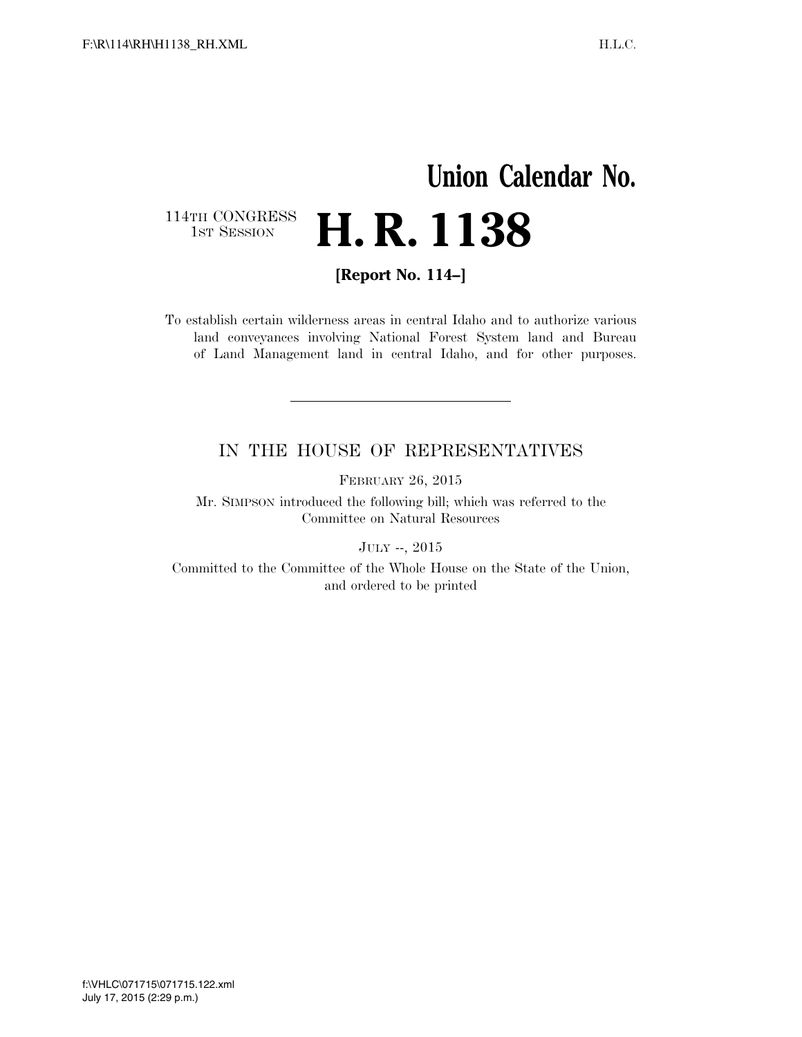# Union Calendar No.

114TH CONGRESS
1ST SESSION

# H. R. 1138

**[Report No. 114–]**

To establish certain wilderness areas in central Idaho and to authorize various land conveyances involving National Forest System land and Bureau of Land Management land in central Idaho, and for other purposes.

---

## IN THE HOUSE OF REPRESENTATIVES

FEBRUARY 26, 2015

Mr. SIMPSON introduced the following bill; which was referred to the Committee on Natural Resources

JULY --, 2015

Committed to the Committee of the Whole House on the State of the Union, and ordered to be printed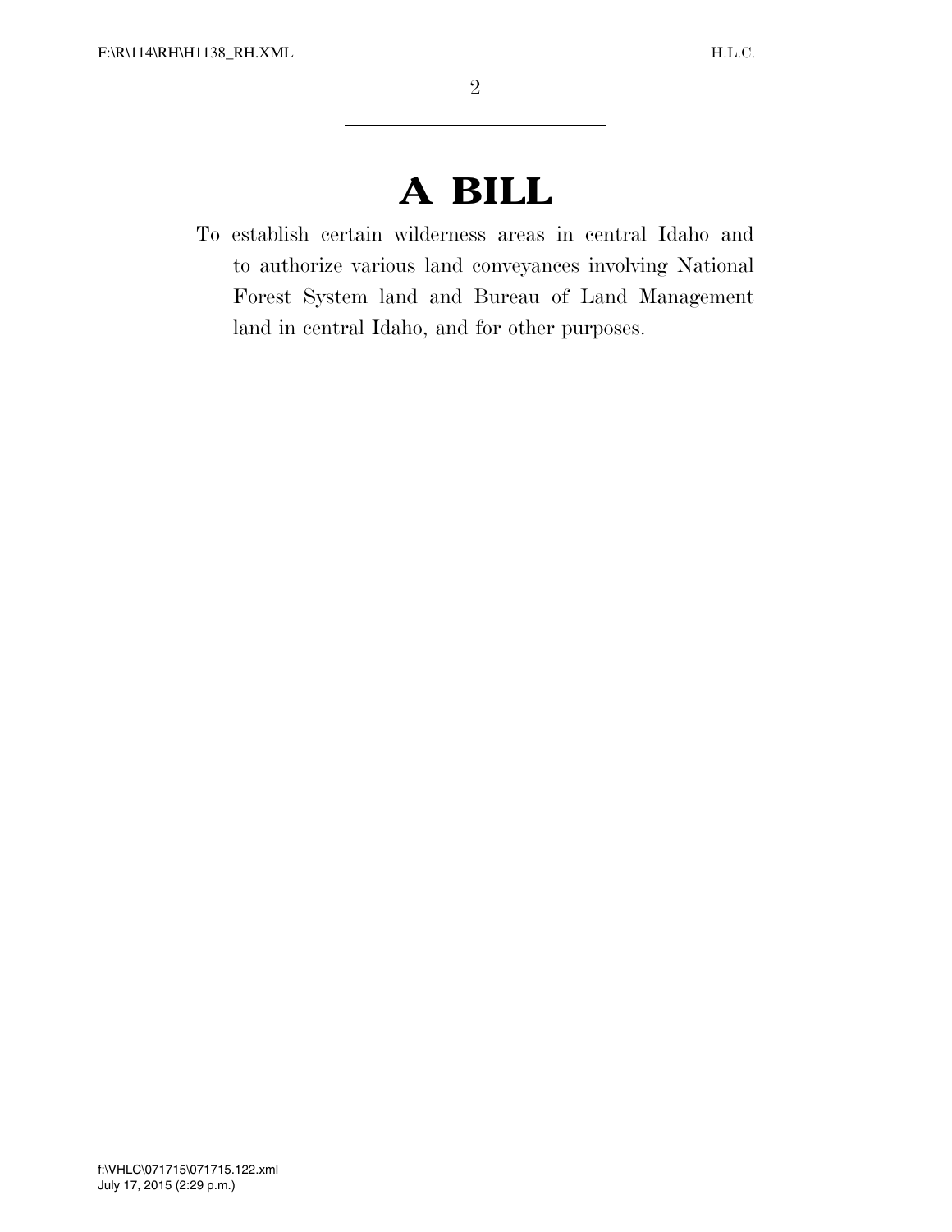# A BILL

To establish certain wilderness areas in central Idaho and to authorize various land conveyances involving National Forest System land and Bureau of Land Management land in central Idaho, and for other purposes.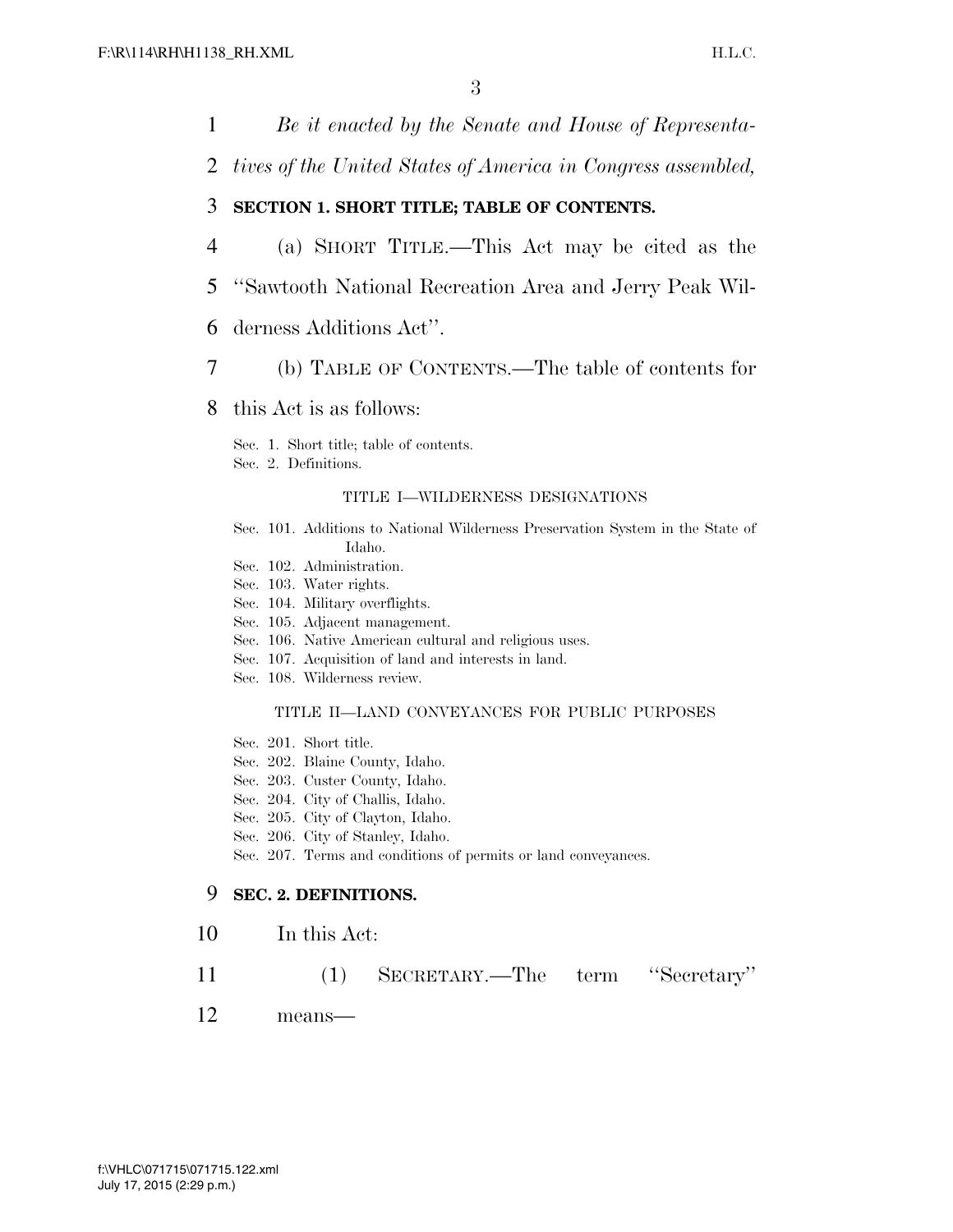*Be it enacted by the Senate and House of Representatives of the United States of America in Congress assembled,*

## SECTION 1. SHORT TITLE; TABLE OF CONTENTS.

(a) SHORT TITLE.—This Act may be cited as the ''Sawtooth National Recreation Area and Jerry Peak Wilderness Additions Act''.

(b) TABLE OF CONTENTS.—The table of contents for this Act is as follows:

Sec. 1. Short title; table of contents.
Sec. 2. Definitions.

TITLE I—WILDERNESS DESIGNATIONS

Sec. 101. Additions to National Wilderness Preservation System in the State of Idaho.
Sec. 102. Administration.
Sec. 103. Water rights.
Sec. 104. Military overflights.
Sec. 105. Adjacent management.
Sec. 106. Native American cultural and religious uses.
Sec. 107. Acquisition of land and interests in land.
Sec. 108. Wilderness review.

TITLE II—LAND CONVEYANCES FOR PUBLIC PURPOSES

Sec. 201. Short title.
Sec. 202. Blaine County, Idaho.
Sec. 203. Custer County, Idaho.
Sec. 204. City of Challis, Idaho.
Sec. 205. City of Clayton, Idaho.
Sec. 206. City of Stanley, Idaho.
Sec. 207. Terms and conditions of permits or land conveyances.

## SEC. 2. DEFINITIONS.

In this Act:

(1) SECRETARY.—The term ''Secretary'' means—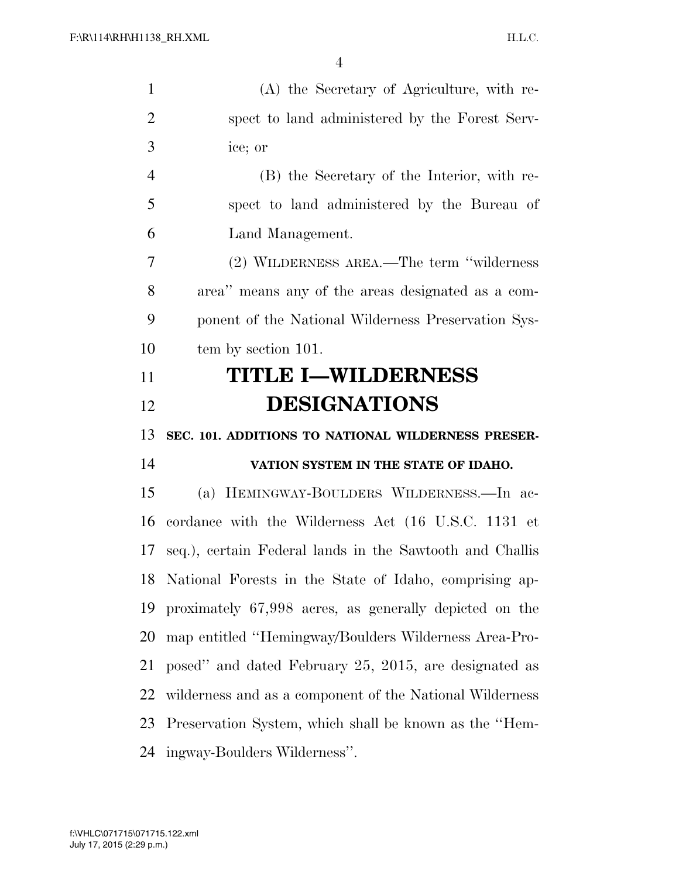(A) the Secretary of Agriculture, with respect to land administered by the Forest Service; or

(B) the Secretary of the Interior, with respect to land administered by the Bureau of Land Management.

(2) WILDERNESS AREA.—The term "wilderness area" means any of the areas designated as a component of the National Wilderness Preservation System by section 101.

# TITLE I—WILDERNESS DESIGNATIONS

### SEC. 101. ADDITIONS TO NATIONAL WILDERNESS PRESERVATION SYSTEM IN THE STATE OF IDAHO.

(a) HEMINGWAY-BOULDERS WILDERNESS.—In accordance with the Wilderness Act (16 U.S.C. 1131 et seq.), certain Federal lands in the Sawtooth and Challis National Forests in the State of Idaho, comprising approximately 67,998 acres, as generally depicted on the map entitled "Hemingway/Boulders Wilderness Area-Proposed" and dated February 25, 2015, are designated as wilderness and as a component of the National Wilderness Preservation System, which shall be known as the "Hemingway-Boulders Wilderness".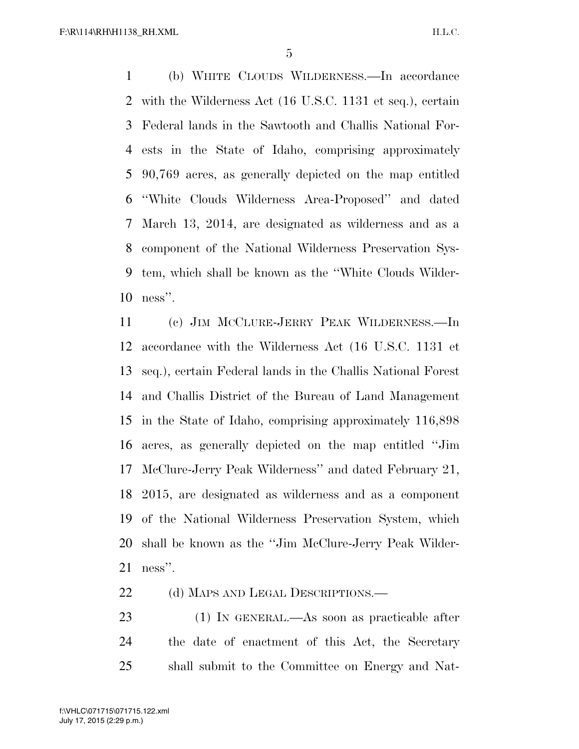(b) WHITE CLOUDS WILDERNESS.—In accordance with the Wilderness Act (16 U.S.C. 1131 et seq.), certain Federal lands in the Sawtooth and Challis National Forests in the State of Idaho, comprising approximately 90,769 acres, as generally depicted on the map entitled "White Clouds Wilderness Area-Proposed" and dated March 13, 2014, are designated as wilderness and as a component of the National Wilderness Preservation System, which shall be known as the "White Clouds Wilderness".

(c) JIM MCCLURE-JERRY PEAK WILDERNESS.—In accordance with the Wilderness Act (16 U.S.C. 1131 et seq.), certain Federal lands in the Challis National Forest and Challis District of the Bureau of Land Management in the State of Idaho, comprising approximately 116,898 acres, as generally depicted on the map entitled "Jim McClure-Jerry Peak Wilderness" and dated February 21, 2015, are designated as wilderness and as a component of the National Wilderness Preservation System, which shall be known as the "Jim McClure-Jerry Peak Wilderness".

(d) MAPS AND LEGAL DESCRIPTIONS.—

(1) IN GENERAL.—As soon as practicable after the date of enactment of this Act, the Secretary shall submit to the Committee on Energy and Nat-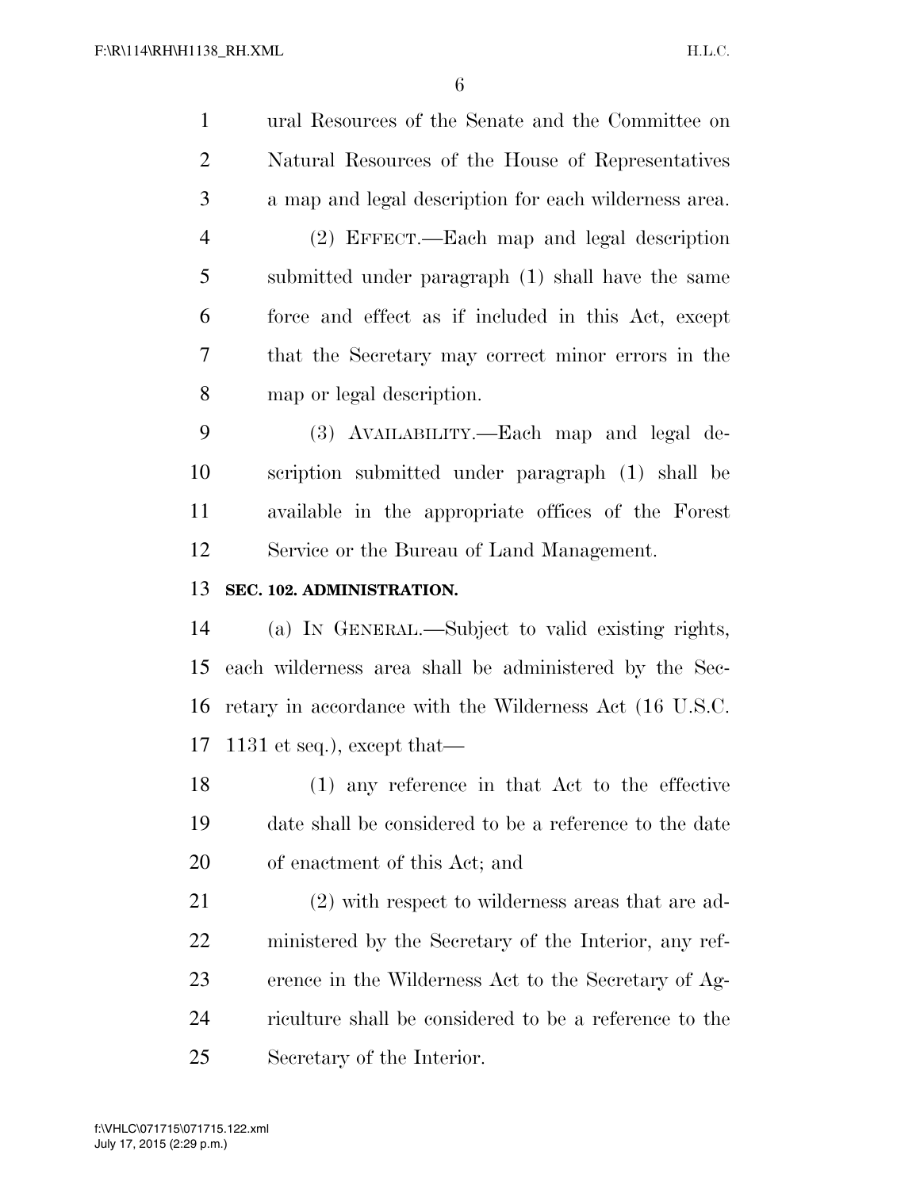ural Resources of the Senate and the Committee on Natural Resources of the House of Representatives a map and legal description for each wilderness area.

(2) EFFECT.—Each map and legal description submitted under paragraph (1) shall have the same force and effect as if included in this Act, except that the Secretary may correct minor errors in the map or legal description.

(3) AVAILABILITY.—Each map and legal description submitted under paragraph (1) shall be available in the appropriate offices of the Forest Service or the Bureau of Land Management.

**SEC. 102. ADMINISTRATION.**

(a) IN GENERAL.—Subject to valid existing rights, each wilderness area shall be administered by the Secretary in accordance with the Wilderness Act (16 U.S.C. 1131 et seq.), except that—

(1) any reference in that Act to the effective date shall be considered to be a reference to the date of enactment of this Act; and

(2) with respect to wilderness areas that are administered by the Secretary of the Interior, any reference in the Wilderness Act to the Secretary of Agriculture shall be considered to be a reference to the Secretary of the Interior.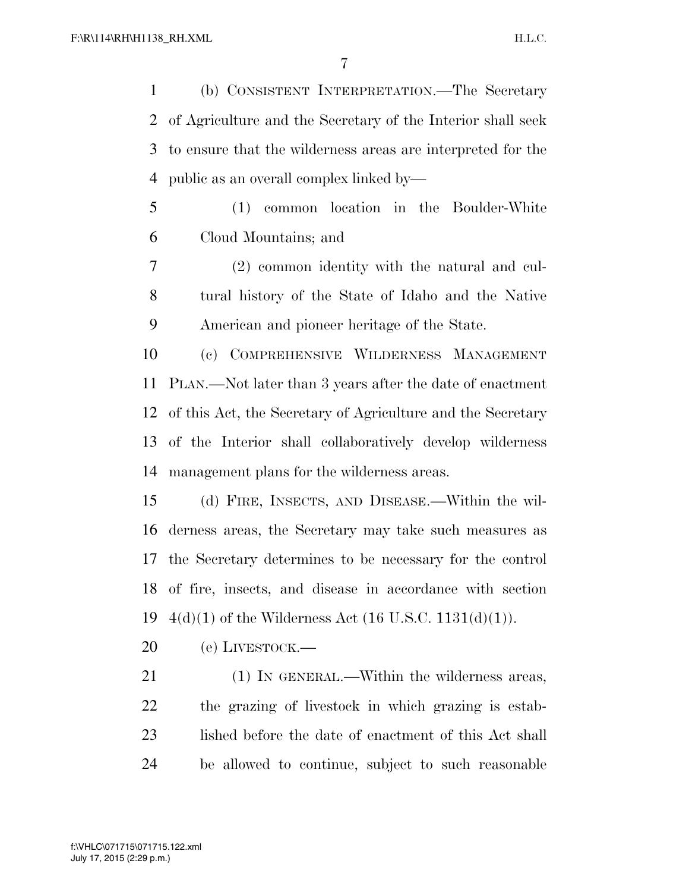(b) CONSISTENT INTERPRETATION.—The Secretary of Agriculture and the Secretary of the Interior shall seek to ensure that the wilderness areas are interpreted for the public as an overall complex linked by—

(1) common location in the Boulder-White Cloud Mountains; and

(2) common identity with the natural and cultural history of the State of Idaho and the Native American and pioneer heritage of the State.

(c) COMPREHENSIVE WILDERNESS MANAGEMENT PLAN.—Not later than 3 years after the date of enactment of this Act, the Secretary of Agriculture and the Secretary of the Interior shall collaboratively develop wilderness management plans for the wilderness areas.

(d) FIRE, INSECTS, AND DISEASE.—Within the wilderness areas, the Secretary may take such measures as the Secretary determines to be necessary for the control of fire, insects, and disease in accordance with section 4(d)(1) of the Wilderness Act (16 U.S.C. 1131(d)(1)).

(e) LIVESTOCK.—

(1) IN GENERAL.—Within the wilderness areas, the grazing of livestock in which grazing is established before the date of enactment of this Act shall be allowed to continue, subject to such reasonable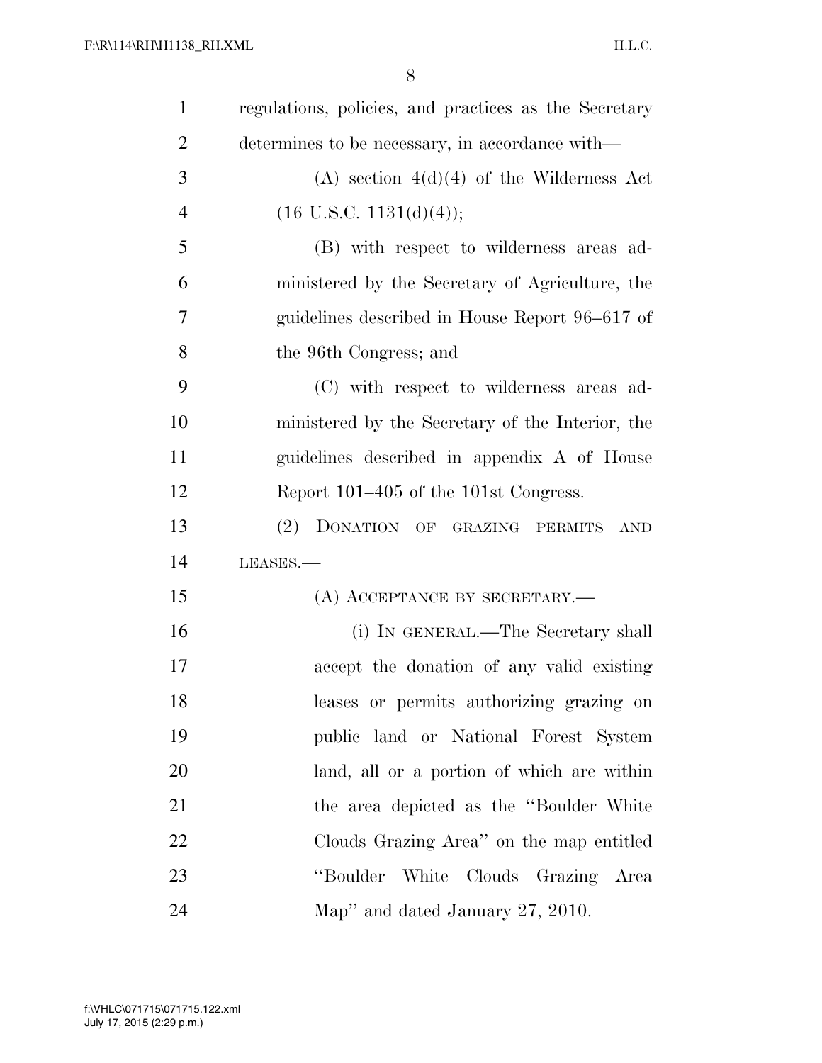regulations, policies, and practices as the Secretary determines to be necessary, in accordance with—

(A) section 4(d)(4) of the Wilderness Act (16 U.S.C. 1131(d)(4));

(B) with respect to wilderness areas administered by the Secretary of Agriculture, the guidelines described in House Report 96–617 of the 96th Congress; and

(C) with respect to wilderness areas administered by the Secretary of the Interior, the guidelines described in appendix A of House Report 101–405 of the 101st Congress.

(2) DONATION OF GRAZING PERMITS AND LEASES.—

(A) ACCEPTANCE BY SECRETARY.—

(i) IN GENERAL.—The Secretary shall accept the donation of any valid existing leases or permits authorizing grazing on public land or National Forest System land, all or a portion of which are within the area depicted as the "Boulder White Clouds Grazing Area" on the map entitled "Boulder White Clouds Grazing Area Map" and dated January 27, 2010.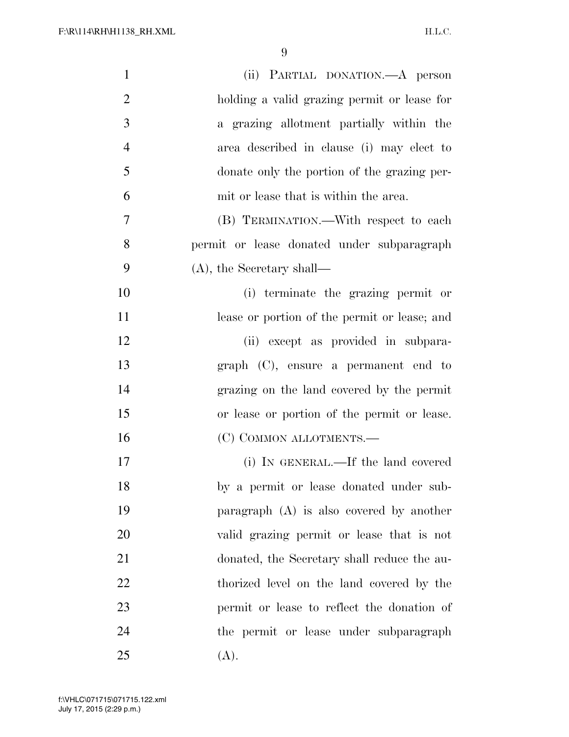(ii) PARTIAL DONATION.—A person holding a valid grazing permit or lease for a grazing allotment partially within the area described in clause (i) may elect to donate only the portion of the grazing permit or lease that is within the area.

(B) TERMINATION.—With respect to each permit or lease donated under subparagraph (A), the Secretary shall—

(i) terminate the grazing permit or lease or portion of the permit or lease; and

(ii) except as provided in subparagraph (C), ensure a permanent end to grazing on the land covered by the permit or lease or portion of the permit or lease.

(C) COMMON ALLOTMENTS.—

(i) IN GENERAL.—If the land covered by a permit or lease donated under subparagraph (A) is also covered by another valid grazing permit or lease that is not donated, the Secretary shall reduce the authorized level on the land covered by the permit or lease to reflect the donation of the permit or lease under subparagraph (A).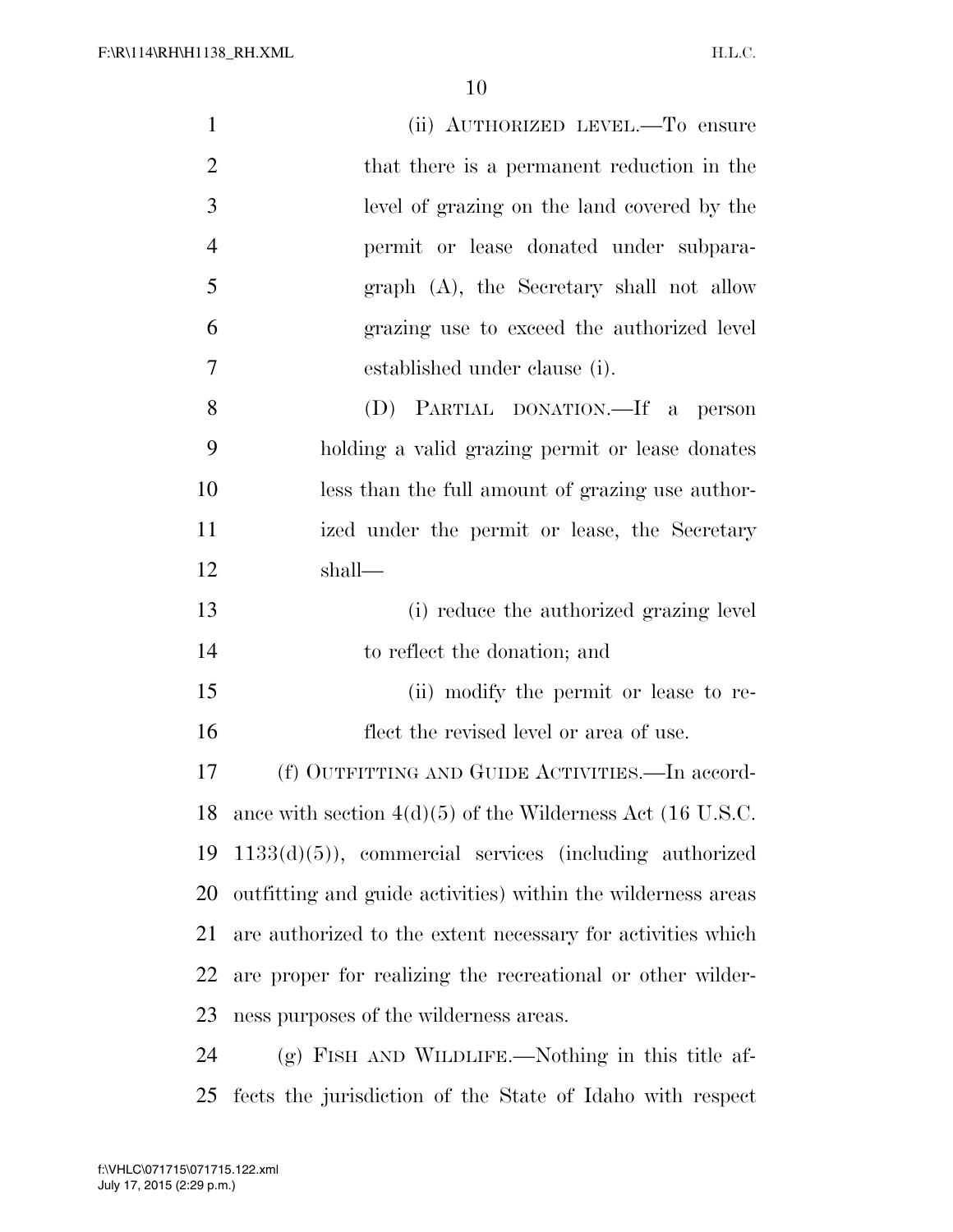(ii) AUTHORIZED LEVEL.—To ensure that there is a permanent reduction in the level of grazing on the land covered by the permit or lease donated under subparagraph (A), the Secretary shall not allow grazing use to exceed the authorized level established under clause (i).

(D) PARTIAL DONATION.—If a person holding a valid grazing permit or lease donates less than the full amount of grazing use authorized under the permit or lease, the Secretary shall—

(i) reduce the authorized grazing level to reflect the donation; and

(ii) modify the permit or lease to reflect the revised level or area of use.

(f) OUTFITTING AND GUIDE ACTIVITIES.—In accordance with section 4(d)(5) of the Wilderness Act (16 U.S.C. 1133(d)(5)), commercial services (including authorized outfitting and guide activities) within the wilderness areas are authorized to the extent necessary for activities which are proper for realizing the recreational or other wilderness purposes of the wilderness areas.

(g) FISH AND WILDLIFE.—Nothing in this title affects the jurisdiction of the State of Idaho with respect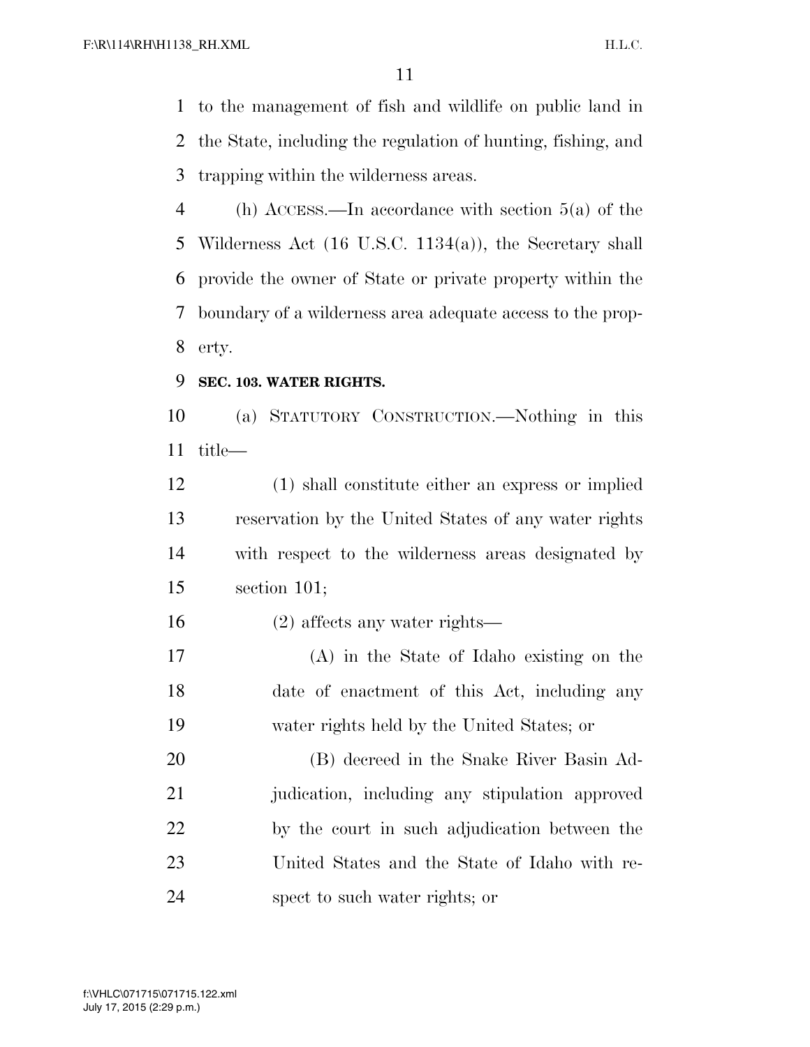to the management of fish and wildlife on public land in the State, including the regulation of hunting, fishing, and trapping within the wilderness areas.

(h) ACCESS.—In accordance with section 5(a) of the Wilderness Act (16 U.S.C. 1134(a)), the Secretary shall provide the owner of State or private property within the boundary of a wilderness area adequate access to the property.

**SEC. 103. WATER RIGHTS.**

(a) STATUTORY CONSTRUCTION.—Nothing in this title—

(1) shall constitute either an express or implied reservation by the United States of any water rights with respect to the wilderness areas designated by section 101;

(2) affects any water rights—

(A) in the State of Idaho existing on the date of enactment of this Act, including any water rights held by the United States; or

(B) decreed in the Snake River Basin Adjudication, including any stipulation approved by the court in such adjudication between the United States and the State of Idaho with respect to such water rights; or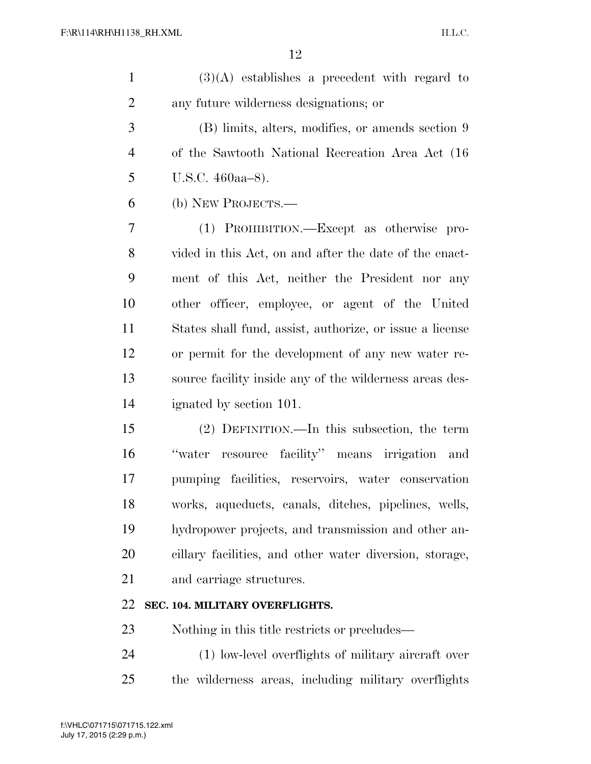(3)(A) establishes a precedent with regard to any future wilderness designations; or

(B) limits, alters, modifies, or amends section 9 of the Sawtooth National Recreation Area Act (16 U.S.C. 460aa–8).

(b) NEW PROJECTS.—

(1) PROHIBITION.—Except as otherwise provided in this Act, on and after the date of the enactment of this Act, neither the President nor any other officer, employee, or agent of the United States shall fund, assist, authorize, or issue a license or permit for the development of any new water resource facility inside any of the wilderness areas designated by section 101.

(2) DEFINITION.—In this subsection, the term ''water resource facility'' means irrigation and pumping facilities, reservoirs, water conservation works, aqueducts, canals, ditches, pipelines, wells, hydropower projects, and transmission and other ancillary facilities, and other water diversion, storage, and carriage structures.

**SEC. 104. MILITARY OVERFLIGHTS.**

Nothing in this title restricts or precludes—

(1) low-level overflights of military aircraft over the wilderness areas, including military overflights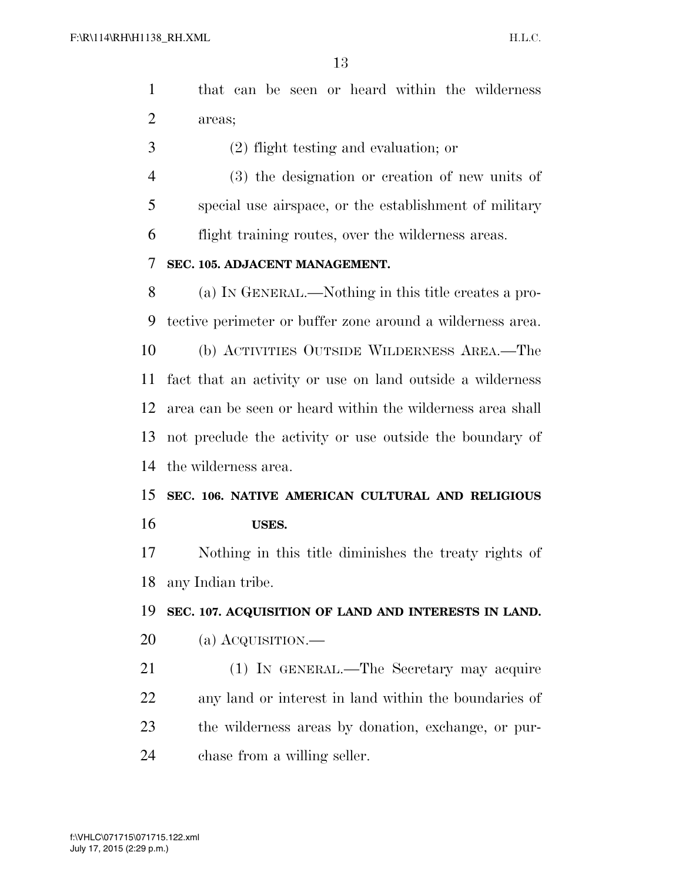that can be seen or heard within the wilderness areas;

(2) flight testing and evaluation; or

(3) the designation or creation of new units of special use airspace, or the establishment of military flight training routes, over the wilderness areas.

**SEC. 105. ADJACENT MANAGEMENT.**

(a) IN GENERAL.—Nothing in this title creates a protective perimeter or buffer zone around a wilderness area.

(b) ACTIVITIES OUTSIDE WILDERNESS AREA.—The fact that an activity or use on land outside a wilderness area can be seen or heard within the wilderness area shall not preclude the activity or use outside the boundary of the wilderness area.

**SEC. 106. NATIVE AMERICAN CULTURAL AND RELIGIOUS USES.**

Nothing in this title diminishes the treaty rights of any Indian tribe.

**SEC. 107. ACQUISITION OF LAND AND INTERESTS IN LAND.**

(a) ACQUISITION.—

(1) IN GENERAL.—The Secretary may acquire any land or interest in land within the boundaries of the wilderness areas by donation, exchange, or purchase from a willing seller.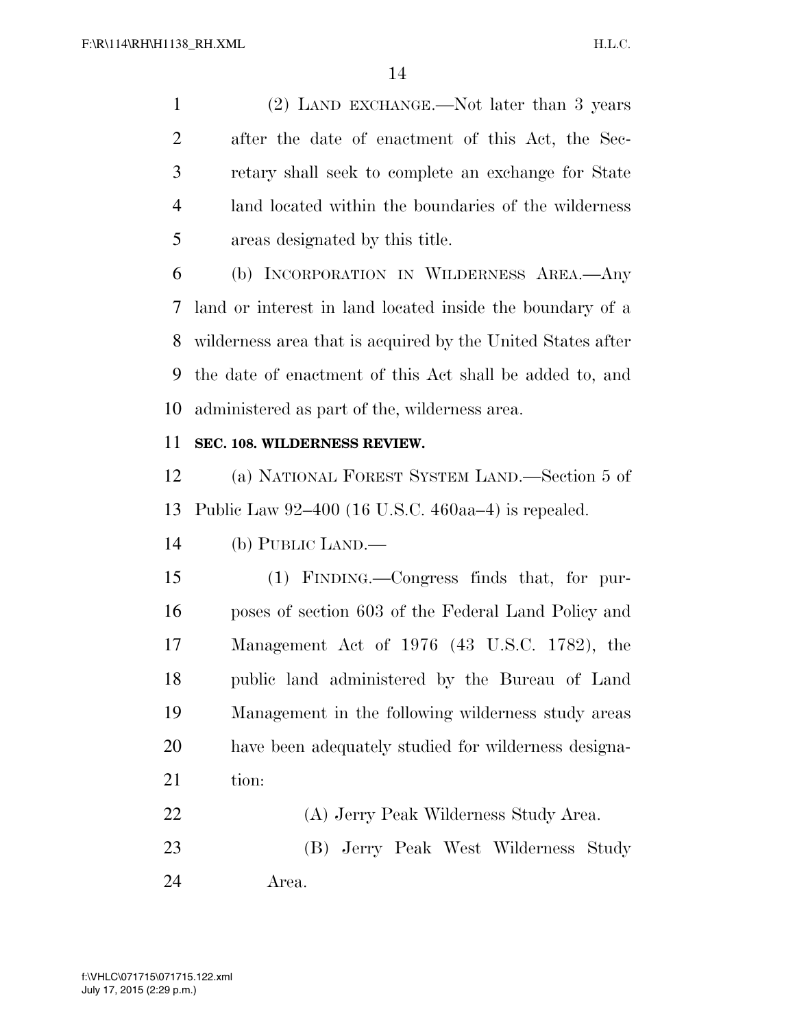(2) LAND EXCHANGE.—Not later than 3 years after the date of enactment of this Act, the Secretary shall seek to complete an exchange for State land located within the boundaries of the wilderness areas designated by this title.

(b) INCORPORATION IN WILDERNESS AREA.—Any land or interest in land located inside the boundary of a wilderness area that is acquired by the United States after the date of enactment of this Act shall be added to, and administered as part of the, wilderness area.

**SEC. 108. WILDERNESS REVIEW.**

(a) NATIONAL FOREST SYSTEM LAND.—Section 5 of Public Law 92–400 (16 U.S.C. 460aa–4) is repealed.

(b) PUBLIC LAND.—

(1) FINDING.—Congress finds that, for purposes of section 603 of the Federal Land Policy and Management Act of 1976 (43 U.S.C. 1782), the public land administered by the Bureau of Land Management in the following wilderness study areas have been adequately studied for wilderness designation:

(A) Jerry Peak Wilderness Study Area.

(B) Jerry Peak West Wilderness Study Area.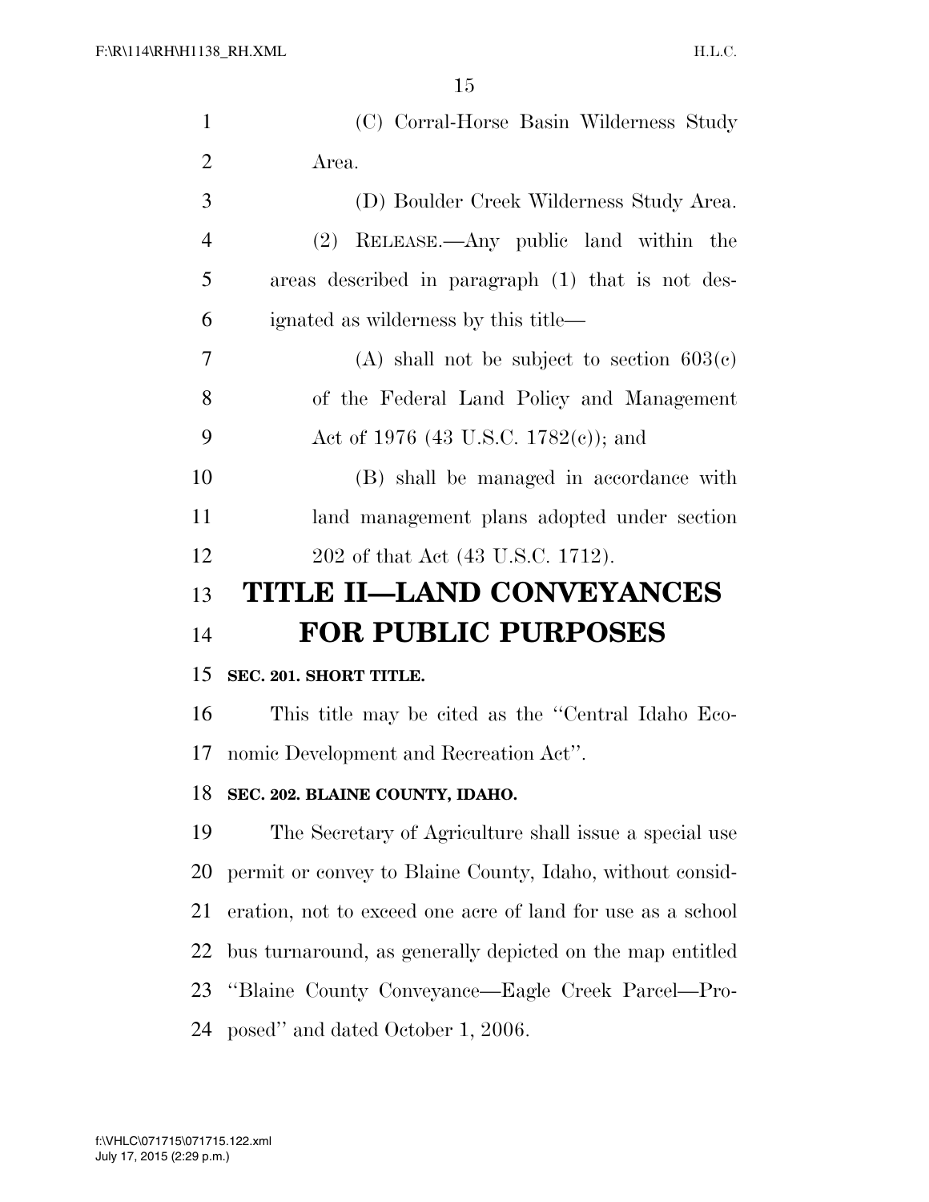(C) Corral-Horse Basin Wilderness Study Area.

(D) Boulder Creek Wilderness Study Area.

(2) RELEASE.—Any public land within the areas described in paragraph (1) that is not designated as wilderness by this title—

(A) shall not be subject to section 603(c) of the Federal Land Policy and Management Act of 1976 (43 U.S.C. 1782(c)); and

(B) shall be managed in accordance with land management plans adopted under section 202 of that Act (43 U.S.C. 1712).

# TITLE II—LAND CONVEYANCES FOR PUBLIC PURPOSES

**SEC. 201. SHORT TITLE.**

This title may be cited as the ''Central Idaho Economic Development and Recreation Act''.

**SEC. 202. BLAINE COUNTY, IDAHO.**

The Secretary of Agriculture shall issue a special use permit or convey to Blaine County, Idaho, without consideration, not to exceed one acre of land for use as a school bus turnaround, as generally depicted on the map entitled ''Blaine County Conveyance—Eagle Creek Parcel—Proposed'' and dated October 1, 2006.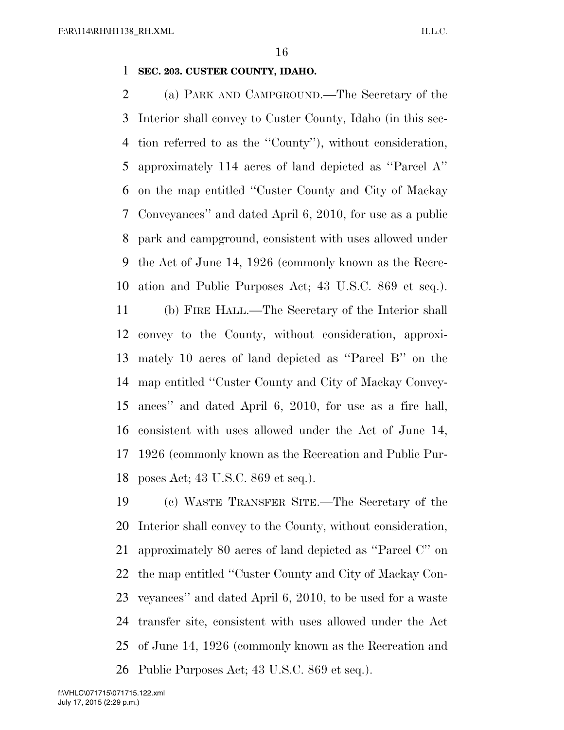**SEC. 203. CUSTER COUNTY, IDAHO.**

(a) PARK AND CAMPGROUND.—The Secretary of the Interior shall convey to Custer County, Idaho (in this section referred to as the ''County''), without consideration, approximately 114 acres of land depicted as ''Parcel A'' on the map entitled ''Custer County and City of Mackay Conveyances'' and dated April 6, 2010, for use as a public park and campground, consistent with uses allowed under the Act of June 14, 1926 (commonly known as the Recreation and Public Purposes Act; 43 U.S.C. 869 et seq.).

(b) FIRE HALL.—The Secretary of the Interior shall convey to the County, without consideration, approximately 10 acres of land depicted as ''Parcel B'' on the map entitled ''Custer County and City of Mackay Conveyances'' and dated April 6, 2010, for use as a fire hall, consistent with uses allowed under the Act of June 14, 1926 (commonly known as the Recreation and Public Purposes Act; 43 U.S.C. 869 et seq.).

(c) WASTE TRANSFER SITE.—The Secretary of the Interior shall convey to the County, without consideration, approximately 80 acres of land depicted as ''Parcel C'' on the map entitled ''Custer County and City of Mackay Conveyances'' and dated April 6, 2010, to be used for a waste transfer site, consistent with uses allowed under the Act of June 14, 1926 (commonly known as the Recreation and Public Purposes Act; 43 U.S.C. 869 et seq.).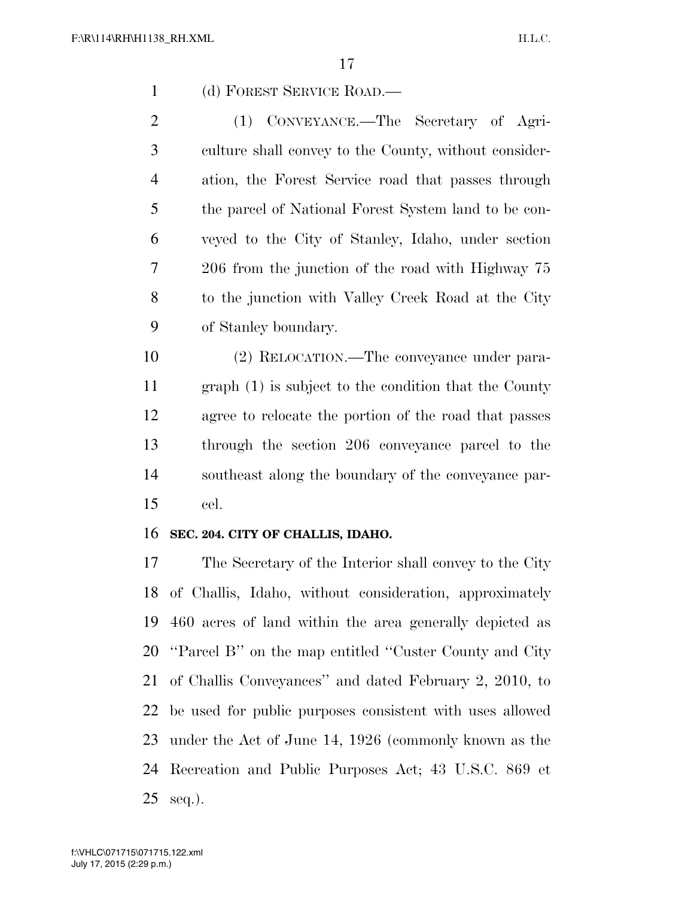(d) FOREST SERVICE ROAD.—

(1) CONVEYANCE.—The Secretary of Agriculture shall convey to the County, without consideration, the Forest Service road that passes through the parcel of National Forest System land to be conveyed to the City of Stanley, Idaho, under section 206 from the junction of the road with Highway 75 to the junction with Valley Creek Road at the City of Stanley boundary.

(2) RELOCATION.—The conveyance under paragraph (1) is subject to the condition that the County agree to relocate the portion of the road that passes through the section 206 conveyance parcel to the southeast along the boundary of the conveyance parcel.

**SEC. 204. CITY OF CHALLIS, IDAHO.**

The Secretary of the Interior shall convey to the City of Challis, Idaho, without consideration, approximately 460 acres of land within the area generally depicted as "Parcel B" on the map entitled "Custer County and City of Challis Conveyances" and dated February 2, 2010, to be used for public purposes consistent with uses allowed under the Act of June 14, 1926 (commonly known as the Recreation and Public Purposes Act; 43 U.S.C. 869 et seq.).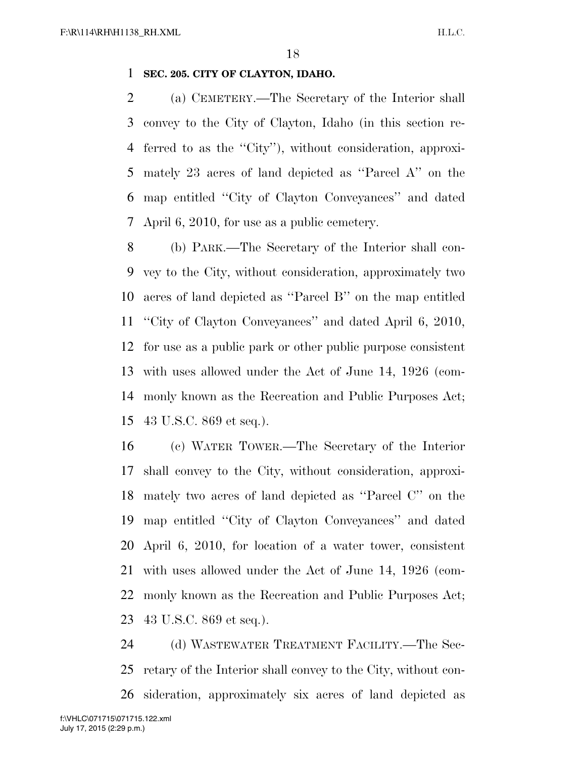**SEC. 205. CITY OF CLAYTON, IDAHO.**

(a) CEMETERY.—The Secretary of the Interior shall convey to the City of Clayton, Idaho (in this section referred to as the ''City''), without consideration, approximately 23 acres of land depicted as ''Parcel A'' on the map entitled ''City of Clayton Conveyances'' and dated April 6, 2010, for use as a public cemetery.

(b) PARK.—The Secretary of the Interior shall convey to the City, without consideration, approximately two acres of land depicted as ''Parcel B'' on the map entitled ''City of Clayton Conveyances'' and dated April 6, 2010, for use as a public park or other public purpose consistent with uses allowed under the Act of June 14, 1926 (commonly known as the Recreation and Public Purposes Act; 43 U.S.C. 869 et seq.).

(c) WATER TOWER.—The Secretary of the Interior shall convey to the City, without consideration, approximately two acres of land depicted as ''Parcel C'' on the map entitled ''City of Clayton Conveyances'' and dated April 6, 2010, for location of a water tower, consistent with uses allowed under the Act of June 14, 1926 (commonly known as the Recreation and Public Purposes Act; 43 U.S.C. 869 et seq.).

(d) WASTEWATER TREATMENT FACILITY.—The Secretary of the Interior shall convey to the City, without consideration, approximately six acres of land depicted as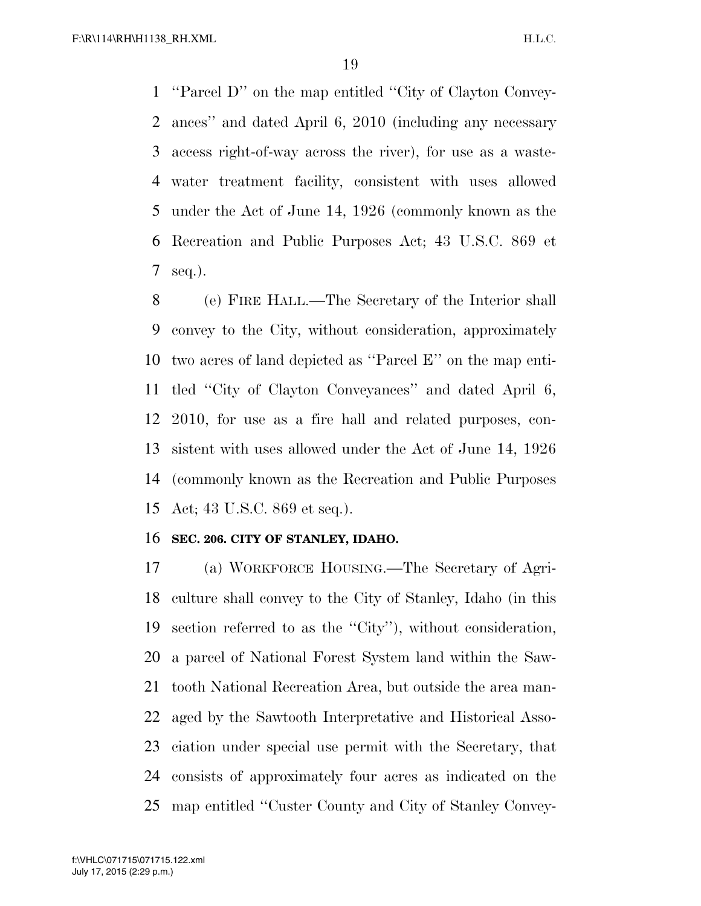"Parcel D" on the map entitled "City of Clayton Conveyances" and dated April 6, 2010 (including any necessary access right-of-way across the river), for use as a wastewater treatment facility, consistent with uses allowed under the Act of June 14, 1926 (commonly known as the Recreation and Public Purposes Act; 43 U.S.C. 869 et seq.).

(e) FIRE HALL.—The Secretary of the Interior shall convey to the City, without consideration, approximately two acres of land depicted as "Parcel E" on the map entitled "City of Clayton Conveyances" and dated April 6, 2010, for use as a fire hall and related purposes, consistent with uses allowed under the Act of June 14, 1926 (commonly known as the Recreation and Public Purposes Act; 43 U.S.C. 869 et seq.).

**SEC. 206. CITY OF STANLEY, IDAHO.**

(a) WORKFORCE HOUSING.—The Secretary of Agriculture shall convey to the City of Stanley, Idaho (in this section referred to as the "City"), without consideration, a parcel of National Forest System land within the Sawtooth National Recreation Area, but outside the area managed by the Sawtooth Interpretative and Historical Association under special use permit with the Secretary, that consists of approximately four acres as indicated on the map entitled "Custer County and City of Stanley Convey-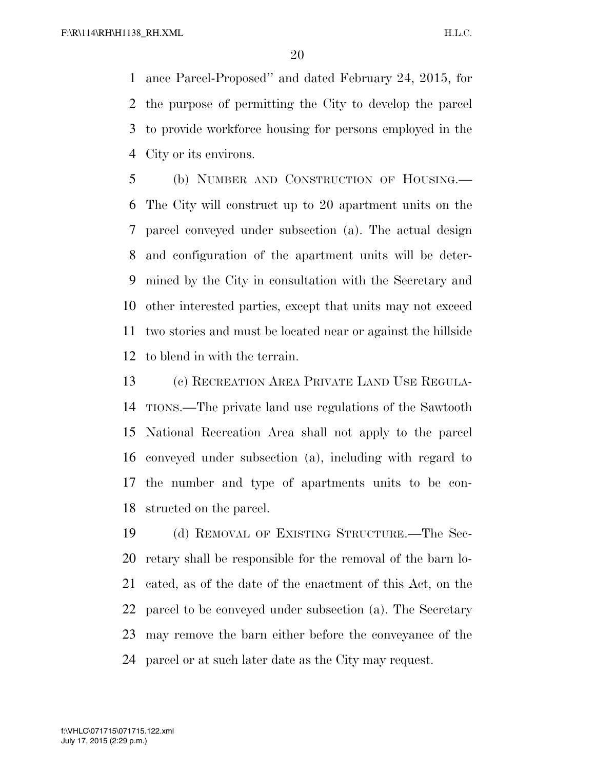ance Parcel-Proposed'' and dated February 24, 2015, for the purpose of permitting the City to develop the parcel to provide workforce housing for persons employed in the City or its environs.

(b) NUMBER AND CONSTRUCTION OF HOUSING.—The City will construct up to 20 apartment units on the parcel conveyed under subsection (a). The actual design and configuration of the apartment units will be determined by the City in consultation with the Secretary and other interested parties, except that units may not exceed two stories and must be located near or against the hillside to blend in with the terrain.

(c) RECREATION AREA PRIVATE LAND USE REGULATIONS.—The private land use regulations of the Sawtooth National Recreation Area shall not apply to the parcel conveyed under subsection (a), including with regard to the number and type of apartments units to be constructed on the parcel.

(d) REMOVAL OF EXISTING STRUCTURE.—The Secretary shall be responsible for the removal of the barn located, as of the date of the enactment of this Act, on the parcel to be conveyed under subsection (a). The Secretary may remove the barn either before the conveyance of the parcel or at such later date as the City may request.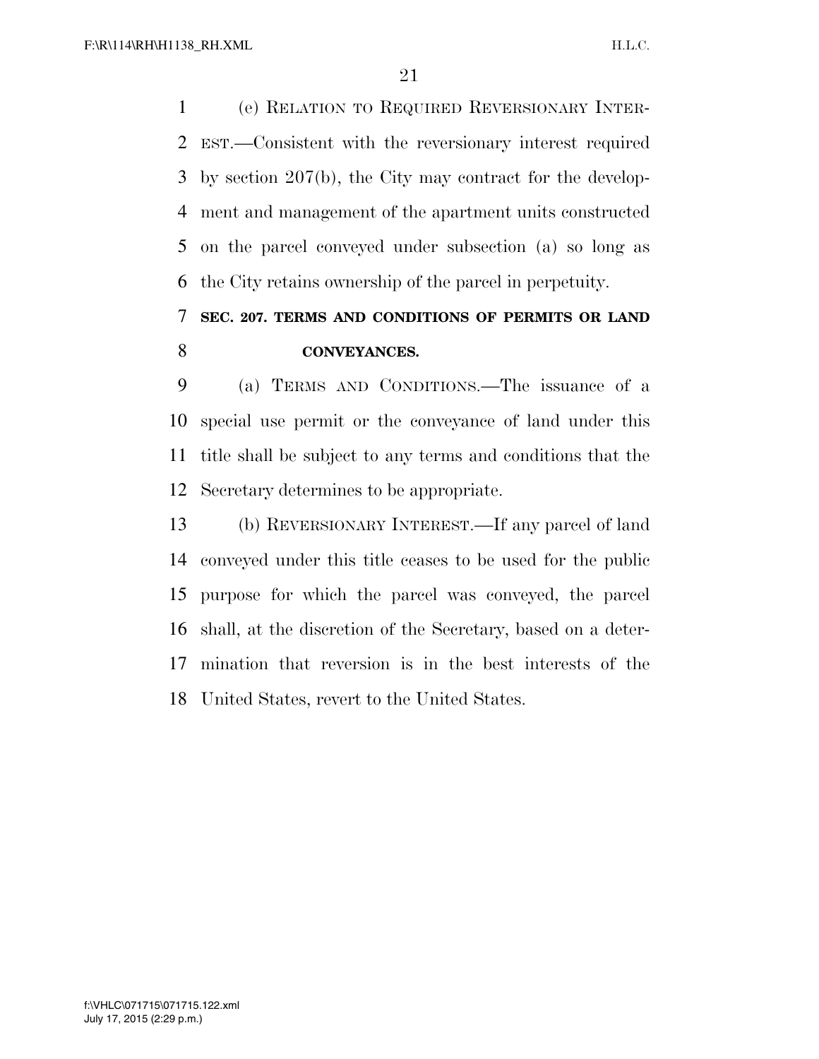(e) RELATION TO REQUIRED REVERSIONARY INTEREST.—Consistent with the reversionary interest required by section 207(b), the City may contract for the development and management of the apartment units constructed on the parcel conveyed under subsection (a) so long as the City retains ownership of the parcel in perpetuity.

### SEC. 207. TERMS AND CONDITIONS OF PERMITS OR LAND CONVEYANCES.

(a) TERMS AND CONDITIONS.—The issuance of a special use permit or the conveyance of land under this title shall be subject to any terms and conditions that the Secretary determines to be appropriate.

(b) REVERSIONARY INTEREST.—If any parcel of land conveyed under this title ceases to be used for the public purpose for which the parcel was conveyed, the parcel shall, at the discretion of the Secretary, based on a determination that reversion is in the best interests of the United States, revert to the United States.